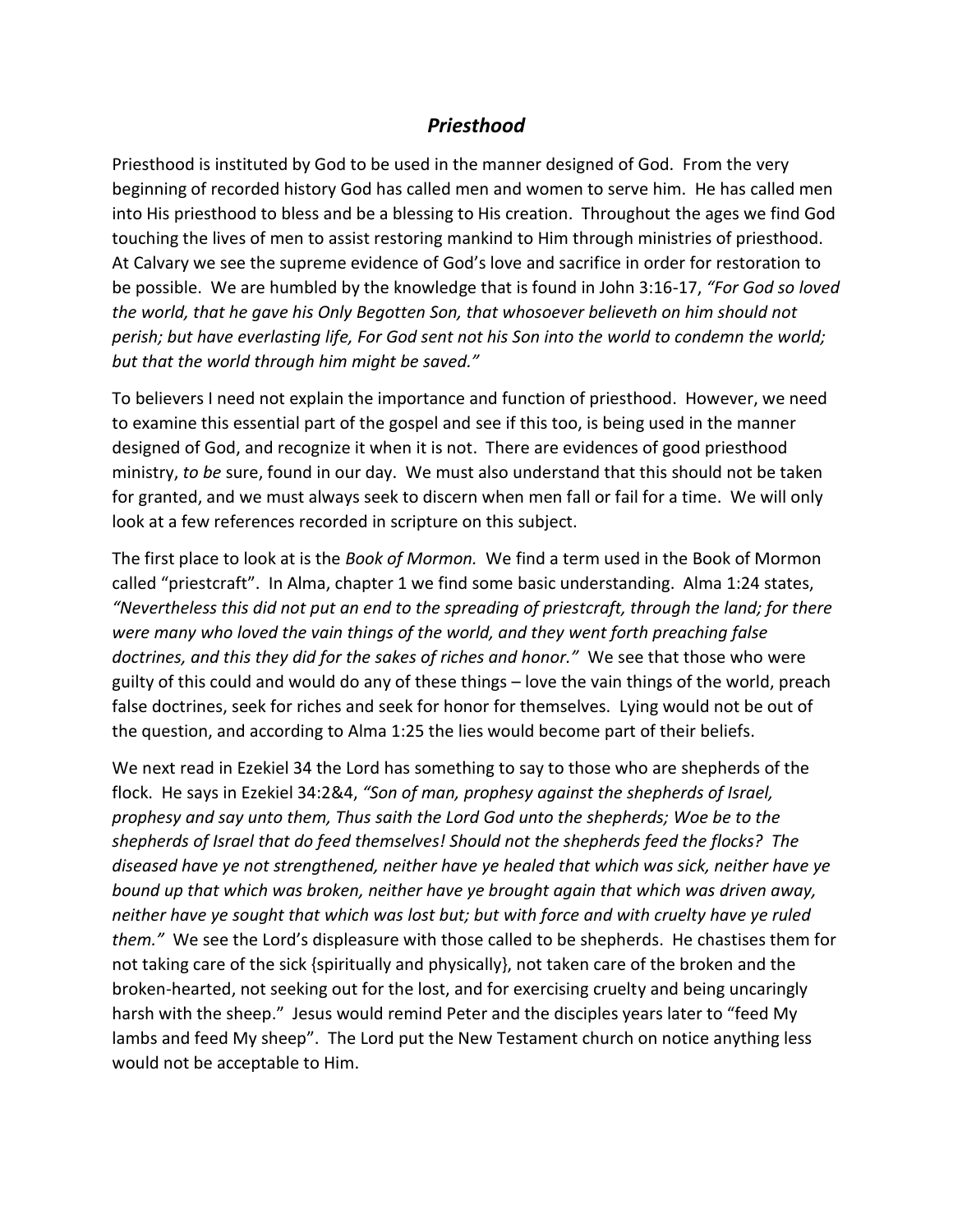## *Priesthood*

Priesthood is instituted by God to be used in the manner designed of God. From the very beginning of recorded history God has called men and women to serve him. He has called men into His priesthood to bless and be a blessing to His creation. Throughout the ages we find God touching the lives of men to assist restoring mankind to Him through ministries of priesthood. At Calvary we see the supreme evidence of God's love and sacrifice in order for restoration to be possible. We are humbled by the knowledge that is found in John 3:16-17, *"For God so loved the world, that he gave his Only Begotten Son, that whosoever believeth on him should not perish; but have everlasting life, For God sent not his Son into the world to condemn the world; but that the world through him might be saved."*

To believers I need not explain the importance and function of priesthood. However, we need to examine this essential part of the gospel and see if this too, is being used in the manner designed of God, and recognize it when it is not. There are evidences of good priesthood ministry, *to be* sure, found in our day. We must also understand that this should not be taken for granted, and we must always seek to discern when men fall or fail for a time. We will only look at a few references recorded in scripture on this subject.

The first place to look at is the *Book of Mormon.* We find a term used in the Book of Mormon called "priestcraft". In Alma, chapter 1 we find some basic understanding. Alma 1:24 states, *"Nevertheless this did not put an end to the spreading of priestcraft, through the land; for there were many who loved the vain things of the world, and they went forth preaching false doctrines, and this they did for the sakes of riches and honor."* We see that those who were guilty of this could and would do any of these things – love the vain things of the world, preach false doctrines, seek for riches and seek for honor for themselves. Lying would not be out of the question, and according to Alma 1:25 the lies would become part of their beliefs.

We next read in Ezekiel 34 the Lord has something to say to those who are shepherds of the flock. He says in Ezekiel 34:2&4, *"Son of man, prophesy against the shepherds of Israel, prophesy and say unto them, Thus saith the Lord God unto the shepherds; Woe be to the shepherds of Israel that do feed themselves! Should not the shepherds feed the flocks? The diseased have ye not strengthened, neither have ye healed that which was sick, neither have ye bound up that which was broken, neither have ye brought again that which was driven away, neither have ye sought that which was lost but; but with force and with cruelty have ye ruled them."* We see the Lord's displeasure with those called to be shepherds. He chastises them for not taking care of the sick {spiritually and physically}, not taken care of the broken and the broken-hearted, not seeking out for the lost, and for exercising cruelty and being uncaringly harsh with the sheep." Jesus would remind Peter and the disciples years later to "feed My lambs and feed My sheep". The Lord put the New Testament church on notice anything less would not be acceptable to Him.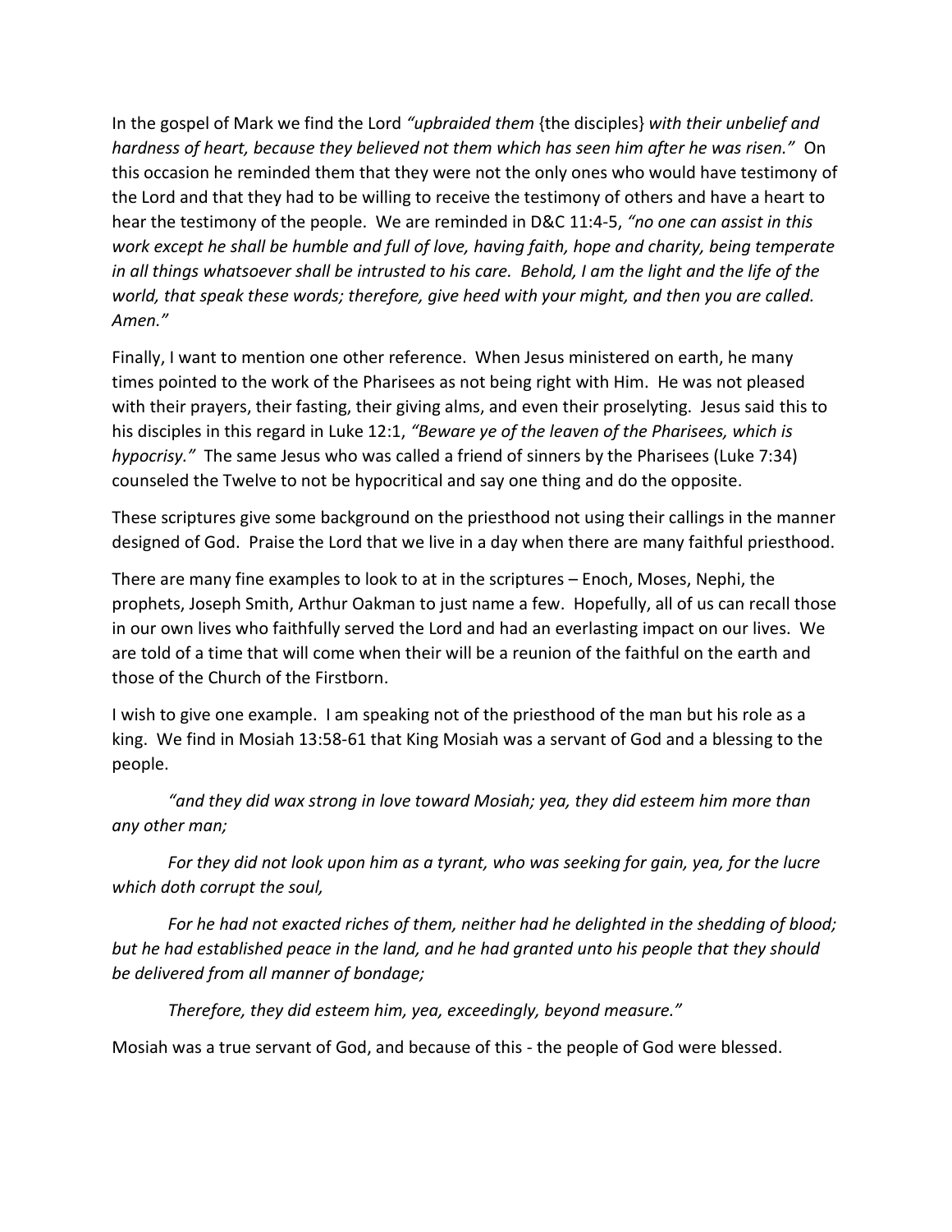In the gospel of Mark we find the Lord *"upbraided them* {the disciples} *with their unbelief and hardness of heart, because they believed not them which has seen him after he was risen."* On this occasion he reminded them that they were not the only ones who would have testimony of the Lord and that they had to be willing to receive the testimony of others and have a heart to hear the testimony of the people. We are reminded in D&C 11:4-5, *"no one can assist in this work except he shall be humble and full of love, having faith, hope and charity, being temperate in all things whatsoever shall be intrusted to his care. Behold, I am the light and the life of the world, that speak these words; therefore, give heed with your might, and then you are called. Amen."*

Finally, I want to mention one other reference. When Jesus ministered on earth, he many times pointed to the work of the Pharisees as not being right with Him. He was not pleased with their prayers, their fasting, their giving alms, and even their proselyting. Jesus said this to his disciples in this regard in Luke 12:1, *"Beware ye of the leaven of the Pharisees, which is hypocrisy."* The same Jesus who was called a friend of sinners by the Pharisees (Luke 7:34) counseled the Twelve to not be hypocritical and say one thing and do the opposite.

These scriptures give some background on the priesthood not using their callings in the manner designed of God. Praise the Lord that we live in a day when there are many faithful priesthood.

There are many fine examples to look to at in the scriptures – Enoch, Moses, Nephi, the prophets, Joseph Smith, Arthur Oakman to just name a few. Hopefully, all of us can recall those in our own lives who faithfully served the Lord and had an everlasting impact on our lives. We are told of a time that will come when their will be a reunion of the faithful on the earth and those of the Church of the Firstborn.

I wish to give one example. I am speaking not of the priesthood of the man but his role as a king. We find in Mosiah 13:58-61 that King Mosiah was a servant of God and a blessing to the people.

*"and they did wax strong in love toward Mosiah; yea, they did esteem him more than any other man;*

*For they did not look upon him as a tyrant, who was seeking for gain, yea, for the lucre which doth corrupt the soul,*

*For he had not exacted riches of them, neither had he delighted in the shedding of blood; but he had established peace in the land, and he had granted unto his people that they should be delivered from all manner of bondage;*

*Therefore, they did esteem him, yea, exceedingly, beyond measure."*

Mosiah was a true servant of God, and because of this - the people of God were blessed.